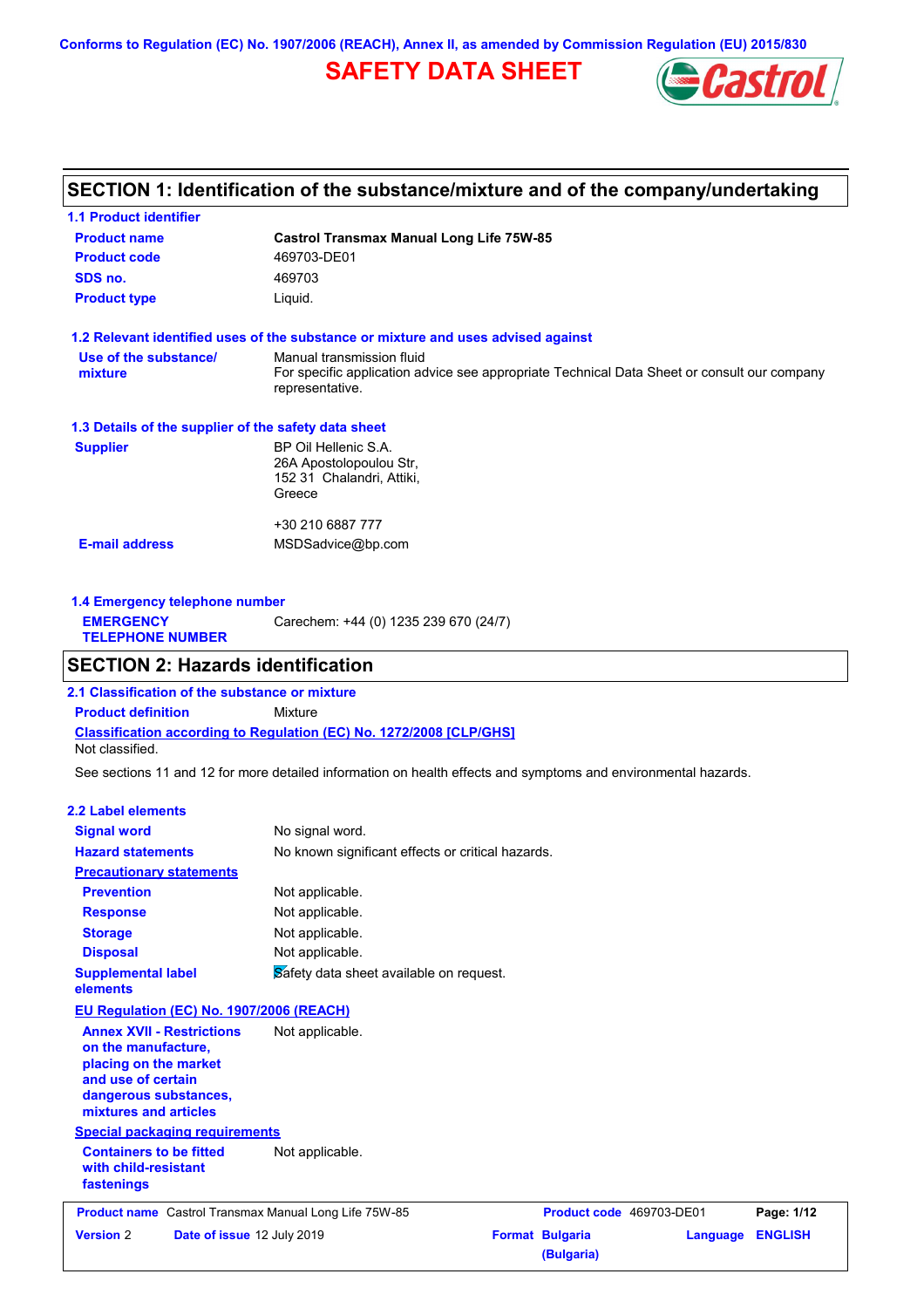Conforms to Regulation (EC) No. 1907/2006 (REACH), Annex II, as amended by Commission Regulation (EU) 2015/830

# SAFETY DATA SHEET

## SECTION 1: Identification of the substance/mixture and of the company/undertaking

### 1.1 Product identifier

| | |
|---|---|
| **Product name** | **Castrol Transmax Manual Long Life 75W-85** |
| **Product code** | 469703-DE01 |
| **SDS no.** | 469703 |
| **Product type** | Liquid. |

### 1.2 Relevant identified uses of the substance or mixture and uses advised against

| | |
|---|---|
| **Use of the substance/ mixture** | Manual transmission fluid<br>For specific application advice see appropriate Technical Data Sheet or consult our company representative. |

### 1.3 Details of the supplier of the safety data sheet

| | |
|---|---|
| **Supplier** | BP Oil Hellenic S.A.<br>26A Apostolopoulou Str,<br>152 31 Chalandri, Attiki,<br>Greece<br><br>+30 210 6887 777 |
| **E-mail address** | MSDSadvice@bp.com |

### 1.4 Emergency telephone number

| | |
|---|---|
| **EMERGENCY TELEPHONE NUMBER** | Carechem: +44 (0) 1235 239 670 (24/7) |

## SECTION 2: Hazards identification

### 2.1 Classification of the substance or mixture

**Product definition** Mixture

**Classification according to Regulation (EC) No. 1272/2008 [CLP/GHS]**

Not classified.

See sections 11 and 12 for more detailed information on health effects and symptoms and environmental hazards.

### 2.2 Label elements

| | |
|---|---|
| **Signal word** | No signal word. |
| **Hazard statements** | No known significant effects or critical hazards. |
| **Precautionary statements** | |
| **Prevention** | Not applicable. |
| **Response** | Not applicable. |
| **Storage** | Not applicable. |
| **Disposal** | Not applicable. |
| **Supplemental label elements** | Safety data sheet available on request. |

**EU Regulation (EC) No. 1907/2006 (REACH)**

| | |
|---|---|
| **Annex XVII - Restrictions on the manufacture, placing on the market and use of certain dangerous substances, mixtures and articles** | Not applicable. |

**Special packaging requirements**

| | |
|---|---|
| **Containers to be fitted with child-resistant fastenings** | Not applicable. |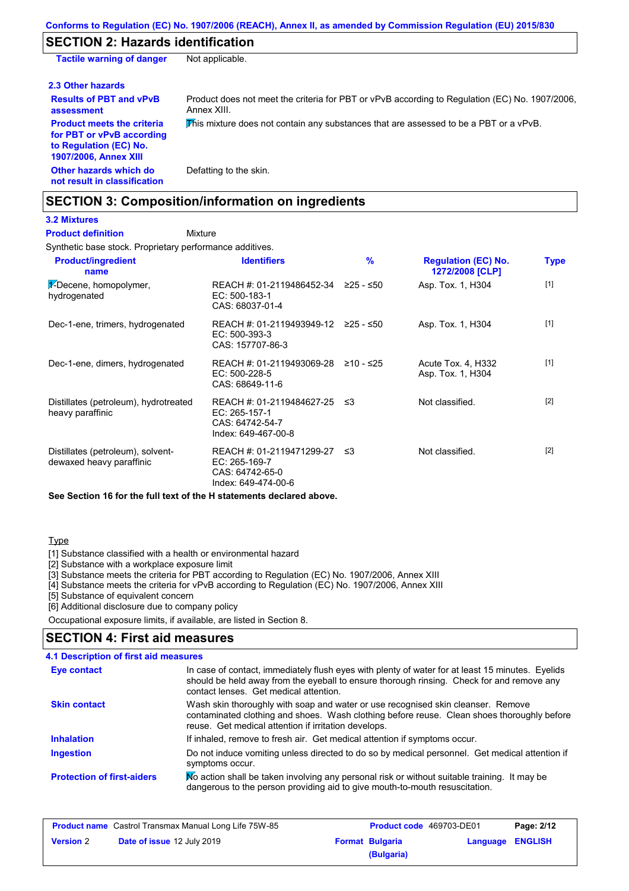## SECTION 2: Hazards identification

| | |
|---|---|
| **Tactile warning of danger** | Not applicable. |

### 2.3 Other hazards

| | |
|---|---|
| **Results of PBT and vPvB assessment** | Product does not meet the criteria for PBT or vPvB according to Regulation (EC) No. 1907/2006, Annex XIII. |
| **Product meets the criteria for PBT or vPvB according to Regulation (EC) No. 1907/2006, Annex XIII** | This mixture does not contain any substances that are assessed to be a PBT or a vPvB. |
| **Other hazards which do not result in classification** | Defatting to the skin. |

## SECTION 3: Composition/information on ingredients

### 3.2 Mixtures

**Product definition** Mixture

Synthetic base stock. Proprietary performance additives.

| Product/ingredient name | Identifiers | % | Regulation (EC) No. 1272/2008 [CLP] | Type |
|---|---|---|---|---|
| 1-Decene, homopolymer, hydrogenated | REACH #: 01-2119486452-34<br>EC: 500-183-1<br>CAS: 68037-01-4 | ≥25 - ≤50 | Asp. Tox. 1, H304 | [1] |
| Dec-1-ene, trimers, hydrogenated | REACH #: 01-2119493949-12<br>EC: 500-393-3<br>CAS: 157707-86-3 | ≥25 - ≤50 | Asp. Tox. 1, H304 | [1] |
| Dec-1-ene, dimers, hydrogenated | REACH #: 01-2119493069-28<br>EC: 500-228-5<br>CAS: 68649-11-6 | ≥10 - ≤25 | Acute Tox. 4, H332<br>Asp. Tox. 1, H304 | [1] |
| Distillates (petroleum), hydrotreated heavy paraffinic | REACH #: 01-2119484627-25<br>EC: 265-157-1<br>CAS: 64742-54-7<br>Index: 649-467-00-8 | ≤3 | Not classified. | [2] |
| Distillates (petroleum), solvent-dewaxed heavy paraffinic | REACH #: 01-2119471299-27<br>EC: 265-169-7<br>CAS: 64742-65-0<br>Index: 649-474-00-6 | ≤3 | Not classified. | [2] |

**See Section 16 for the full text of the H statements declared above.**

Type

[1] Substance classified with a health or environmental hazard
[2] Substance with a workplace exposure limit
[3] Substance meets the criteria for PBT according to Regulation (EC) No. 1907/2006, Annex XIII
[4] Substance meets the criteria for vPvB according to Regulation (EC) No. 1907/2006, Annex XIII
[5] Substance of equivalent concern
[6] Additional disclosure due to company policy

Occupational exposure limits, if available, are listed in Section 8.

## SECTION 4: First aid measures

### 4.1 Description of first aid measures

| | |
|---|---|
| **Eye contact** | In case of contact, immediately flush eyes with plenty of water for at least 15 minutes. Eyelids should be held away from the eyeball to ensure thorough rinsing. Check for and remove any contact lenses. Get medical attention. |
| **Skin contact** | Wash skin thoroughly with soap and water or use recognised skin cleanser. Remove contaminated clothing and shoes. Wash clothing before reuse. Clean shoes thoroughly before reuse. Get medical attention if irritation develops. |
| **Inhalation** | If inhaled, remove to fresh air. Get medical attention if symptoms occur. |
| **Ingestion** | Do not induce vomiting unless directed to do so by medical personnel. Get medical attention if symptoms occur. |
| **Protection of first-aiders** | No action shall be taken involving any personal risk or without suitable training. It may be dangerous to the person providing aid to give mouth-to-mouth resuscitation. |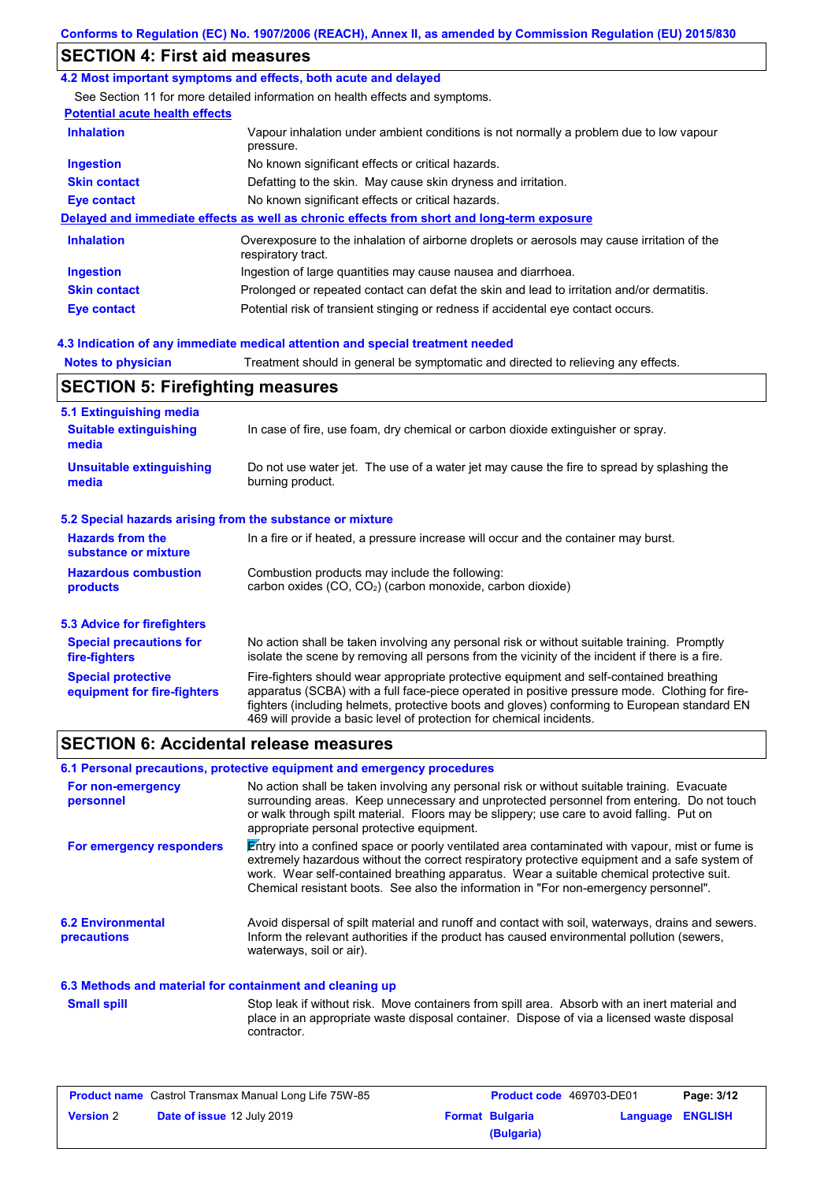## SECTION 4: First aid measures

### 4.2 Most important symptoms and effects, both acute and delayed

See Section 11 for more detailed information on health effects and symptoms.

**Potential acute health effects**

| | |
|---|---|
| **Inhalation** | Vapour inhalation under ambient conditions is not normally a problem due to low vapour pressure. |
| **Ingestion** | No known significant effects or critical hazards. |
| **Skin contact** | Defatting to the skin. May cause skin dryness and irritation. |
| **Eye contact** | No known significant effects or critical hazards. |

**Delayed and immediate effects as well as chronic effects from short and long-term exposure**

| | |
|---|---|
| **Inhalation** | Overexposure to the inhalation of airborne droplets or aerosols may cause irritation of the respiratory tract. |
| **Ingestion** | Ingestion of large quantities may cause nausea and diarrhoea. |
| **Skin contact** | Prolonged or repeated contact can defat the skin and lead to irritation and/or dermatitis. |
| **Eye contact** | Potential risk of transient stinging or redness if accidental eye contact occurs. |

### 4.3 Indication of any immediate medical attention and special treatment needed

**Notes to physician** Treatment should in general be symptomatic and directed to relieving any effects.

## SECTION 5: Firefighting measures

### 5.1 Extinguishing media

| | |
|---|---|
| **Suitable extinguishing media** | In case of fire, use foam, dry chemical or carbon dioxide extinguisher or spray. |
| **Unsuitable extinguishing media** | Do not use water jet. The use of a water jet may cause the fire to spread by splashing the burning product. |

### 5.2 Special hazards arising from the substance or mixture

| | |
|---|---|
| **Hazards from the substance or mixture** | In a fire or if heated, a pressure increase will occur and the container may burst. |
| **Hazardous combustion products** | Combustion products may include the following: carbon oxides (CO, $CO_2$) (carbon monoxide, carbon dioxide) |

### 5.3 Advice for firefighters

| | |
|---|---|
| **Special precautions for fire-fighters** | No action shall be taken involving any personal risk or without suitable training. Promptly isolate the scene by removing all persons from the vicinity of the incident if there is a fire. |
| **Special protective equipment for fire-fighters** | Fire-fighters should wear appropriate protective equipment and self-contained breathing apparatus (SCBA) with a full face-piece operated in positive pressure mode. Clothing for fire-fighters (including helmets, protective boots and gloves) conforming to European standard EN 469 will provide a basic level of protection for chemical incidents. |

## SECTION 6: Accidental release measures

### 6.1 Personal precautions, protective equipment and emergency procedures

| | |
|---|---|
| **For non-emergency personnel** | No action shall be taken involving any personal risk or without suitable training. Evacuate surrounding areas. Keep unnecessary and unprotected personnel from entering. Do not touch or walk through spilt material. Floors may be slippery; use care to avoid falling. Put on appropriate personal protective equipment. |
| **For emergency responders** | Entry into a confined space or poorly ventilated area contaminated with vapour, mist or fume is extremely hazardous without the correct respiratory protective equipment and a safe system of work. Wear self-contained breathing apparatus. Wear a suitable chemical protective suit. Chemical resistant boots. See also the information in "For non-emergency personnel". |

**6.2 Environmental precautions** Avoid dispersal of spilt material and runoff and contact with soil, waterways, drains and sewers. Inform the relevant authorities if the product has caused environmental pollution (sewers, waterways, soil or air).

### 6.3 Methods and material for containment and cleaning up

**Small spill** Stop leak if without risk. Move containers from spill area. Absorb with an inert material and place in an appropriate waste disposal container. Dispose of via a licensed waste disposal contractor.

| | | | |
|---|---|---|---|
| **Product name** Castrol Transmax Manual Long Life 75W-85 | | **Product code** 469703-DE01 | |
| **Version** 2 | **Date of issue** 12 July 2019 | **Format** Bulgaria (Bulgaria) | **Language** ENGLISH |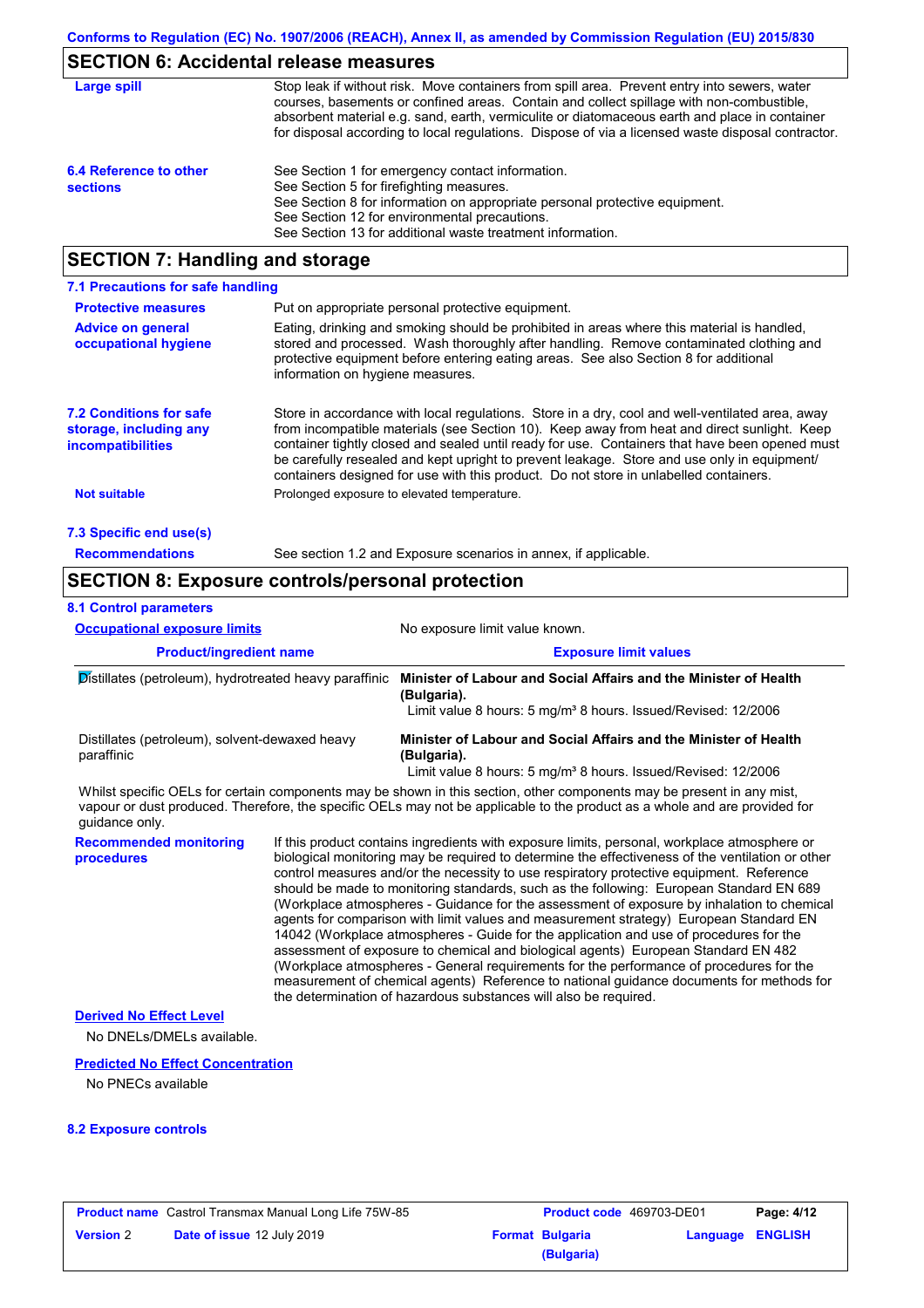## SECTION 6: Accidental release measures

| | |
|---|---|
| **Large spill** | Stop leak if without risk. Move containers from spill area. Prevent entry into sewers, water courses, basements or confined areas. Contain and collect spillage with non-combustible, absorbent material e.g. sand, earth, vermiculite or diatomaceous earth and place in container for disposal according to local regulations. Dispose of via a licensed waste disposal contractor. |
| **6.4 Reference to other sections** | See Section 1 for emergency contact information.<br>See Section 5 for firefighting measures.<br>See Section 8 for information on appropriate personal protective equipment.<br>See Section 12 for environmental precautions.<br>See Section 13 for additional waste treatment information. |

## SECTION 7: Handling and storage

### 7.1 Precautions for safe handling

| | |
|---|---|
| **Protective measures** | Put on appropriate personal protective equipment. |
| **Advice on general occupational hygiene** | Eating, drinking and smoking should be prohibited in areas where this material is handled, stored and processed. Wash thoroughly after handling. Remove contaminated clothing and protective equipment before entering eating areas. See also Section 8 for additional information on hygiene measures. |
| **7.2 Conditions for safe storage, including any incompatibilities** | Store in accordance with local regulations. Store in a dry, cool and well-ventilated area, away from incompatible materials (see Section 10). Keep away from heat and direct sunlight. Keep container tightly closed and sealed until ready for use. Containers that have been opened must be carefully resealed and kept upright to prevent leakage. Store and use only in equipment/ containers designed for use with this product. Do not store in unlabelled containers. |
| **Not suitable** | Prolonged exposure to elevated temperature. |

### 7.3 Specific end use(s)

| | |
|---|---|
| **Recommendations** | See section 1.2 and Exposure scenarios in annex, if applicable. |

## SECTION 8: Exposure controls/personal protection

### 8.1 Control parameters

**Occupational exposure limits** — No exposure limit value known.

| Product/ingredient name | Exposure limit values |
|---|---|
| Distillates (petroleum), hydrotreated heavy paraffinic | **Minister of Labour and Social Affairs and the Minister of Health (Bulgaria).**<br>Limit value 8 hours: 5 mg/m³ 8 hours. Issued/Revised: 12/2006 |
| Distillates (petroleum), solvent-dewaxed heavy paraffinic | **Minister of Labour and Social Affairs and the Minister of Health (Bulgaria).**<br>Limit value 8 hours: 5 mg/m³ 8 hours. Issued/Revised: 12/2006 |

Whilst specific OELs for certain components may be shown in this section, other components may be present in any mist, vapour or dust produced. Therefore, the specific OELs may not be applicable to the product as a whole and are provided for guidance only.

| | |
|---|---|
| **Recommended monitoring procedures** | If this product contains ingredients with exposure limits, personal, workplace atmosphere or biological monitoring may be required to determine the effectiveness of the ventilation or other control measures and/or the necessity to use respiratory protective equipment. Reference should be made to monitoring standards, such as the following: European Standard EN 689 (Workplace atmospheres - Guidance for the assessment of exposure by inhalation to chemical agents for comparison with limit values and measurement strategy) European Standard EN 14042 (Workplace atmospheres - Guide for the application and use of procedures for the assessment of exposure to chemical and biological agents) European Standard EN 482 (Workplace atmospheres - General requirements for the performance of procedures for the measurement of chemical agents) Reference to national guidance documents for methods for the determination of hazardous substances will also be required. |

**Derived No Effect Level**

No DNELs/DMELs available.

**Predicted No Effect Concentration**

No PNECs available

### 8.2 Exposure controls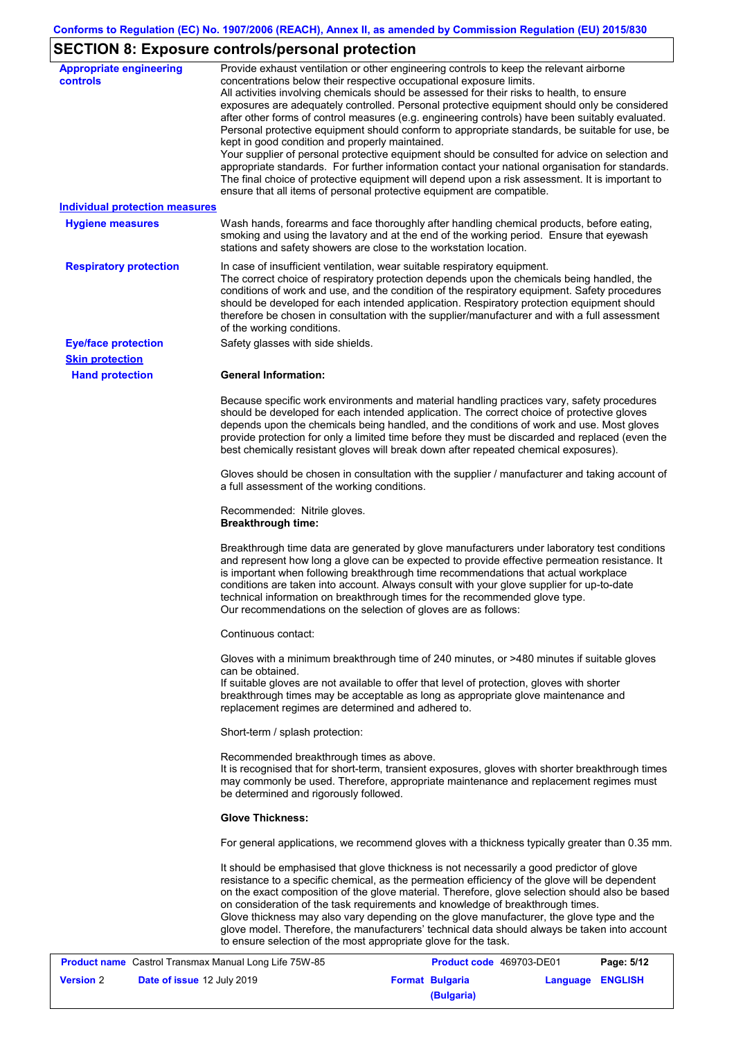## SECTION 8: Exposure controls/personal protection

**Appropriate engineering controls**

Provide exhaust ventilation or other engineering controls to keep the relevant airborne concentrations below their respective occupational exposure limits.
All activities involving chemicals should be assessed for their risks to health, to ensure exposures are adequately controlled. Personal protective equipment should only be considered after other forms of control measures (e.g. engineering controls) have been suitably evaluated. Personal protective equipment should conform to appropriate standards, be suitable for use, be kept in good condition and properly maintained.
Your supplier of personal protective equipment should be consulted for advice on selection and appropriate standards. For further information contact your national organisation for standards. The final choice of protective equipment will depend upon a risk assessment. It is important to ensure that all items of personal protective equipment are compatible.

**Individual protection measures**

**Hygiene measures**

Wash hands, forearms and face thoroughly after handling chemical products, before eating, smoking and using the lavatory and at the end of the working period. Ensure that eyewash stations and safety showers are close to the workstation location.

**Respiratory protection**

In case of insufficient ventilation, wear suitable respiratory equipment.
The correct choice of respiratory protection depends upon the chemicals being handled, the conditions of work and use, and the condition of the respiratory equipment. Safety procedures should be developed for each intended application. Respiratory protection equipment should therefore be chosen in consultation with the supplier/manufacturer and with a full assessment of the working conditions.

**Eye/face protection**

Safety glasses with side shields.

**Skin protection**

**Hand protection**

**General Information:**

Because specific work environments and material handling practices vary, safety procedures should be developed for each intended application. The correct choice of protective gloves depends upon the chemicals being handled, and the conditions of work and use. Most gloves provide protection for only a limited time before they must be discarded and replaced (even the best chemically resistant gloves will break down after repeated chemical exposures).

Gloves should be chosen in consultation with the supplier / manufacturer and taking account of a full assessment of the working conditions.

Recommended: Nitrile gloves.
**Breakthrough time:**

Breakthrough time data are generated by glove manufacturers under laboratory test conditions and represent how long a glove can be expected to provide effective permeation resistance. It is important when following breakthrough time recommendations that actual workplace conditions are taken into account. Always consult with your glove supplier for up-to-date technical information on breakthrough times for the recommended glove type.
Our recommendations on the selection of gloves are as follows:

Continuous contact:

Gloves with a minimum breakthrough time of 240 minutes, or >480 minutes if suitable gloves can be obtained.
If suitable gloves are not available to offer that level of protection, gloves with shorter breakthrough times may be acceptable as long as appropriate glove maintenance and replacement regimes are determined and adhered to.

Short-term / splash protection:

Recommended breakthrough times as above.
It is recognised that for short-term, transient exposures, gloves with shorter breakthrough times may commonly be used. Therefore, appropriate maintenance and replacement regimes must be determined and rigorously followed.

**Glove Thickness:**

For general applications, we recommend gloves with a thickness typically greater than 0.35 mm.

It should be emphasised that glove thickness is not necessarily a good predictor of glove resistance to a specific chemical, as the permeation efficiency of the glove will be dependent on the exact composition of the glove material. Therefore, glove selection should also be based on consideration of the task requirements and knowledge of breakthrough times.
Glove thickness may also vary depending on the glove manufacturer, the glove type and the glove model. Therefore, the manufacturers' technical data should always be taken into account to ensure selection of the most appropriate glove for the task.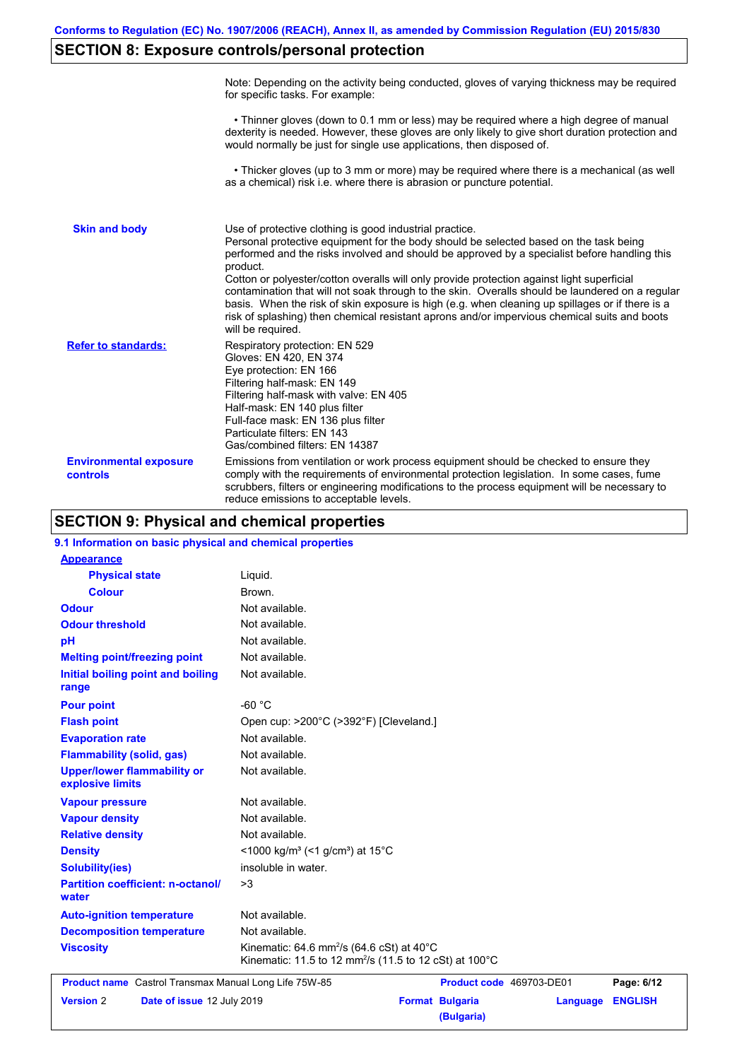## SECTION 8: Exposure controls/personal protection

| | |
|---|---|
| | Note: Depending on the activity being conducted, gloves of varying thickness may be required for specific tasks. For example:<br><br>• Thinner gloves (down to 0.1 mm or less) may be required where a high degree of manual dexterity is needed. However, these gloves are only likely to give short duration protection and would normally be just for single use applications, then disposed of.<br><br>• Thicker gloves (up to 3 mm or more) may be required where there is a mechanical (as well as a chemical) risk i.e. where there is abrasion or puncture potential. |
| **Skin and body** | Use of protective clothing is good industrial practice.<br>Personal protective equipment for the body should be selected based on the task being performed and the risks involved and should be approved by a specialist before handling this product.<br>Cotton or polyester/cotton overalls will only provide protection against light superficial contamination that will not soak through to the skin. Overalls should be laundered on a regular basis. When the risk of skin exposure is high (e.g. when cleaning up spillages or if there is a risk of splashing) then chemical resistant aprons and/or impervious chemical suits and boots will be required. |
| **Refer to standards:** | Respiratory protection: EN 529<br>Gloves: EN 420, EN 374<br>Eye protection: EN 166<br>Filtering half-mask: EN 149<br>Filtering half-mask with valve: EN 405<br>Half-mask: EN 140 plus filter<br>Full-face mask: EN 136 plus filter<br>Particulate filters: EN 143<br>Gas/combined filters: EN 14387 |
| **Environmental exposure controls** | Emissions from ventilation or work process equipment should be checked to ensure they comply with the requirements of environmental protection legislation. In some cases, fume scrubbers, filters or engineering modifications to the process equipment will be necessary to reduce emissions to acceptable levels. |

## SECTION 9: Physical and chemical properties

### 9.1 Information on basic physical and chemical properties

| | |
|---|---|
| **Appearance** | |
| **Physical state** | Liquid. |
| **Colour** | Brown. |
| **Odour** | Not available. |
| **Odour threshold** | Not available. |
| **pH** | Not available. |
| **Melting point/freezing point** | Not available. |
| **Initial boiling point and boiling range** | Not available. |
| **Pour point** | -60 °C |
| **Flash point** | Open cup: >200°C (>392°F) [Cleveland.] |
| **Evaporation rate** | Not available. |
| **Flammability (solid, gas)** | Not available. |
| **Upper/lower flammability or explosive limits** | Not available. |
| **Vapour pressure** | Not available. |
| **Vapour density** | Not available. |
| **Relative density** | Not available. |
| **Density** | <1000 kg/m³ (<1 g/cm³) at 15°C |
| **Solubility(ies)** | insoluble in water. |
| **Partition coefficient: n-octanol/water** | >3 |
| **Auto-ignition temperature** | Not available. |
| **Decomposition temperature** | Not available. |
| **Viscosity** | Kinematic: 64.6 $mm^2/s$ (64.6 cSt) at 40°C<br>Kinematic: 11.5 to 12 $mm^2/s$ (11.5 to 12 cSt) at 100°C |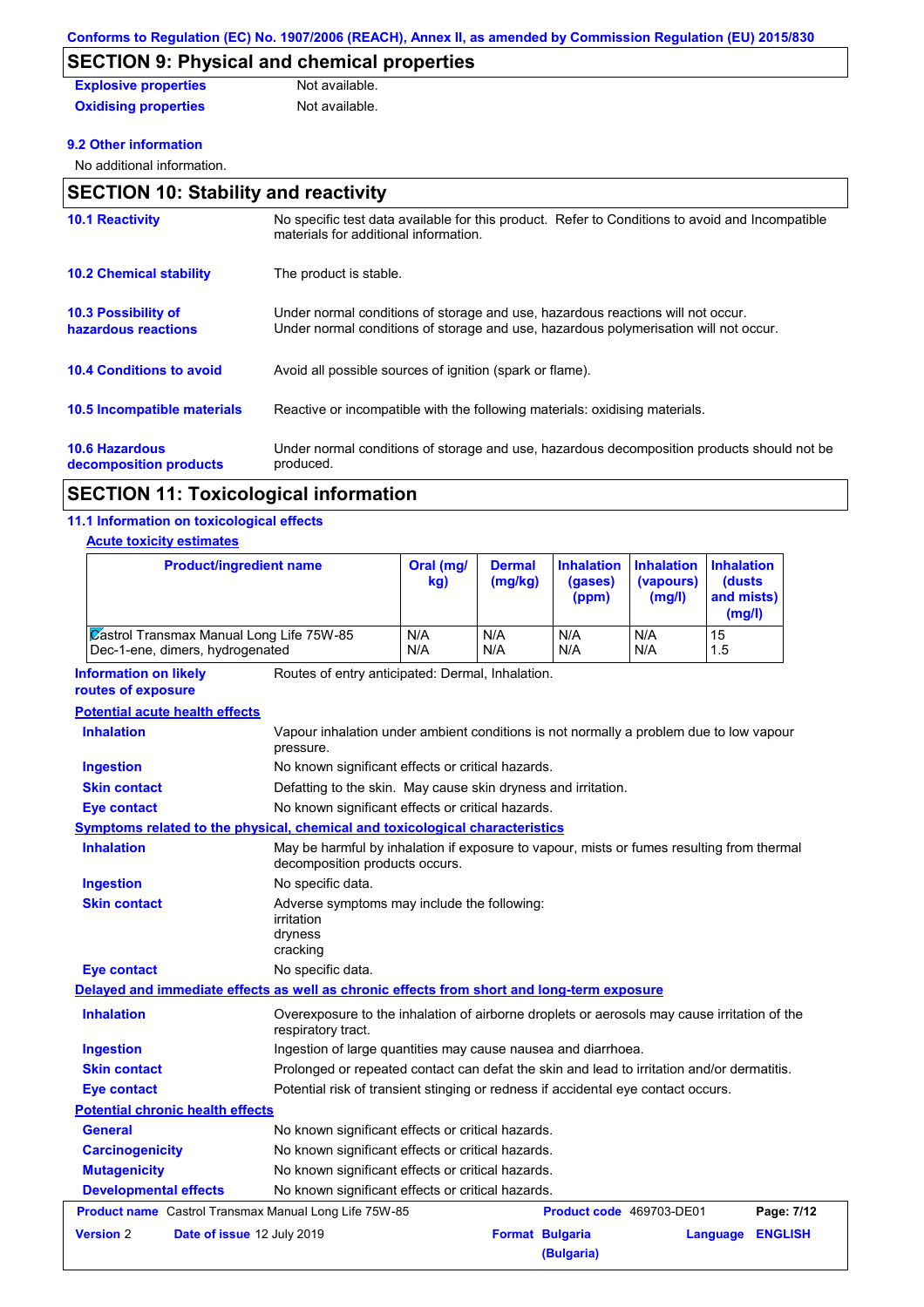## SECTION 9: Physical and chemical properties

**Explosive properties** Not available.

**Oxidising properties** Not available.

### 9.2 Other information

No additional information.

## SECTION 10: Stability and reactivity

**10.1 Reactivity**
No specific test data available for this product. Refer to Conditions to avoid and Incompatible materials for additional information.

**10.2 Chemical stability**
The product is stable.

**10.3 Possibility of hazardous reactions**
Under normal conditions of storage and use, hazardous reactions will not occur.
Under normal conditions of storage and use, hazardous polymerisation will not occur.

**10.4 Conditions to avoid**
Avoid all possible sources of ignition (spark or flame).

**10.5 Incompatible materials**
Reactive or incompatible with the following materials: oxidising materials.

**10.6 Hazardous decomposition products**
Under normal conditions of storage and use, hazardous decomposition products should not be produced.

## SECTION 11: Toxicological information

### 11.1 Information on toxicological effects

**Acute toxicity estimates**

| Product/ingredient name | Oral (mg/kg) | Dermal (mg/kg) | Inhalation (gases) (ppm) | Inhalation (vapours) (mg/l) | Inhalation (dusts and mists) (mg/l) |
|---|---|---|---|---|---|
| Castrol Transmax Manual Long Life 75W-85 | N/A | N/A | N/A | N/A | 15 |
| Dec-1-ene, dimers, hydrogenated | N/A | N/A | N/A | N/A | 1.5 |

**Information on likely routes of exposure** Routes of entry anticipated: Dermal, Inhalation.

**Potential acute health effects**

**Inhalation** Vapour inhalation under ambient conditions is not normally a problem due to low vapour pressure.

**Ingestion** No known significant effects or critical hazards.

**Skin contact** Defatting to the skin. May cause skin dryness and irritation.

**Eye contact** No known significant effects or critical hazards.

**Symptoms related to the physical, chemical and toxicological characteristics**

**Inhalation** May be harmful by inhalation if exposure to vapour, mists or fumes resulting from thermal decomposition products occurs.

**Ingestion** No specific data.

**Skin contact** Adverse symptoms may include the following:
irritation
dryness
cracking

**Eye contact** No specific data.

**Delayed and immediate effects as well as chronic effects from short and long-term exposure**

**Inhalation** Overexposure to the inhalation of airborne droplets or aerosols may cause irritation of the respiratory tract.

**Ingestion** Ingestion of large quantities may cause nausea and diarrhoea.

**Skin contact** Prolonged or repeated contact can defat the skin and lead to irritation and/or dermatitis.

**Eye contact** Potential risk of transient stinging or redness if accidental eye contact occurs.

**Potential chronic health effects**

**General** No known significant effects or critical hazards.

**Carcinogenicity** No known significant effects or critical hazards.

**Mutagenicity** No known significant effects or critical hazards.

**Developmental effects** No known significant effects or critical hazards.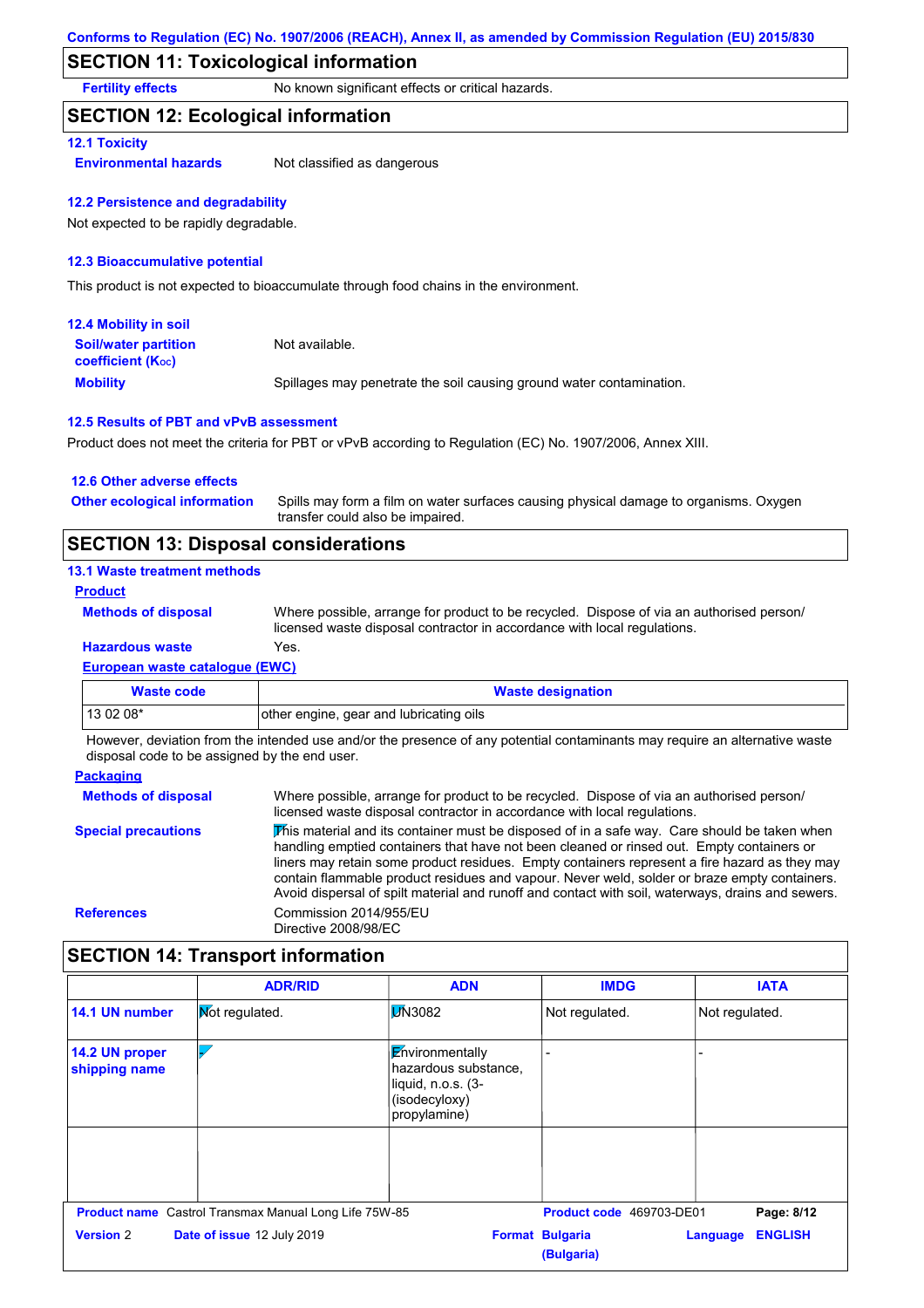## SECTION 11: Toxicological information

**Fertility effects** No known significant effects or critical hazards.

## SECTION 12: Ecological information

### 12.1 Toxicity

**Environmental hazards** Not classified as dangerous

### 12.2 Persistence and degradability

Not expected to be rapidly degradable.

### 12.3 Bioaccumulative potential

This product is not expected to bioaccumulate through food chains in the environment.

### 12.4 Mobility in soil

**Soil/water partition coefficient ($K_{OC}$)** Not available.

**Mobility** Spillages may penetrate the soil causing ground water contamination.

### 12.5 Results of PBT and vPvB assessment

Product does not meet the criteria for PBT or vPvB according to Regulation (EC) No. 1907/2006, Annex XIII.

### 12.6 Other adverse effects

**Other ecological information** Spills may form a film on water surfaces causing physical damage to organisms. Oxygen transfer could also be impaired.

## SECTION 13: Disposal considerations

### 13.1 Waste treatment methods

**Product**

**Methods of disposal** Where possible, arrange for product to be recycled. Dispose of via an authorised person/ licensed waste disposal contractor in accordance with local regulations.

**Hazardous waste** Yes.

**European waste catalogue (EWC)**

| Waste code | Waste designation |
|---|---|
| 13 02 08* | other engine, gear and lubricating oils |

However, deviation from the intended use and/or the presence of any potential contaminants may require an alternative waste disposal code to be assigned by the end user.

**Packaging**

**Methods of disposal** Where possible, arrange for product to be recycled. Dispose of via an authorised person/ licensed waste disposal contractor in accordance with local regulations.

**Special precautions** This material and its container must be disposed of in a safe way. Care should be taken when handling emptied containers that have not been cleaned or rinsed out. Empty containers or liners may retain some product residues. Empty containers represent a fire hazard as they may contain flammable product residues and vapour. Never weld, solder or braze empty containers. Avoid dispersal of spilt material and runoff and contact with soil, waterways, drains and sewers.

**References** Commission 2014/955/EU
Directive 2008/98/EC

## SECTION 14: Transport information

| | ADR/RID | ADN | IMDG | IATA |
|---|---|---|---|---|
| **14.1 UN number** | Not regulated. | UN3082 | Not regulated. | Not regulated. |
| **14.2 UN proper shipping name** | - | Environmentally hazardous substance, liquid, n.o.s. (3-(isodecyloxy) propylamine) | - | - |
| | | | | |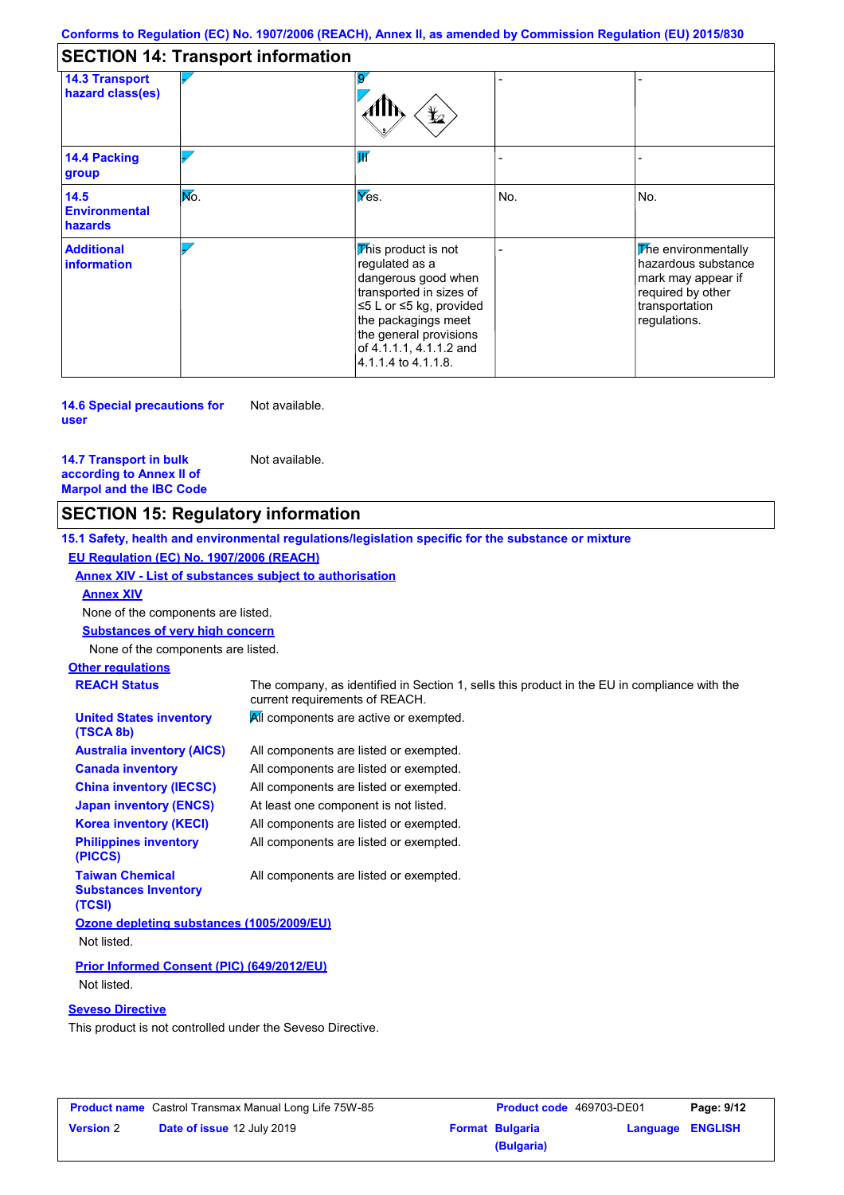Conforms to Regulation (EC) No. 1907/2006 (REACH), Annex II, as amended by Commission Regulation (EU) 2015/830

## SECTION 14: Transport information

| | | | | |
|---|---|---|---|---|
| **14.3 Transport hazard class(es)** | - | 9 | - | - |
| **14.4 Packing group** | - | III | - | - |
| **14.5 Environmental hazards** | No. | Yes. | No. | No. |
| **Additional information** | - | This product is not regulated as a dangerous good when transported in sizes of ≤5 L or ≤5 kg, provided the packagings meet the general provisions of 4.1.1.1, 4.1.1.2 and 4.1.1.4 to 4.1.1.8. | - | The environmentally hazardous substance mark may appear if required by other transportation regulations. |

**14.6 Special precautions for user** Not available.

**14.7 Transport in bulk according to Annex II of Marpol and the IBC Code** Not available.

## SECTION 15: Regulatory information

**15.1 Safety, health and environmental regulations/legislation specific for the substance or mixture**

**EU Regulation (EC) No. 1907/2006 (REACH)**

**Annex XIV - List of substances subject to authorisation**

**Annex XIV**

None of the components are listed.

**Substances of very high concern**

None of the components are listed.

**Other regulations**

| | |
|---|---|
| **REACH Status** | The company, as identified in Section 1, sells this product in the EU in compliance with the current requirements of REACH. |
| **United States inventory (TSCA 8b)** | All components are active or exempted. |
| **Australia inventory (AICS)** | All components are listed or exempted. |
| **Canada inventory** | All components are listed or exempted. |
| **China inventory (IECSC)** | All components are listed or exempted. |
| **Japan inventory (ENCS)** | At least one component is not listed. |
| **Korea inventory (KECI)** | All components are listed or exempted. |
| **Philippines inventory (PICCS)** | All components are listed or exempted. |
| **Taiwan Chemical Substances Inventory (TCSI)** | All components are listed or exempted. |

**Ozone depleting substances (1005/2009/EU)**

Not listed.

**Prior Informed Consent (PIC) (649/2012/EU)**

Not listed.

**Seveso Directive**

This product is not controlled under the Seveso Directive.

| | | | |
|---|---|---|---|
| **Product name** Castrol Transmax Manual Long Life 75W-85 | | **Product code** 469703-DE01 | **Page: 9/12** |
| **Version** 2 | **Date of issue** 12 July 2019 | **Format Bulgaria (Bulgaria)** | **Language ENGLISH** |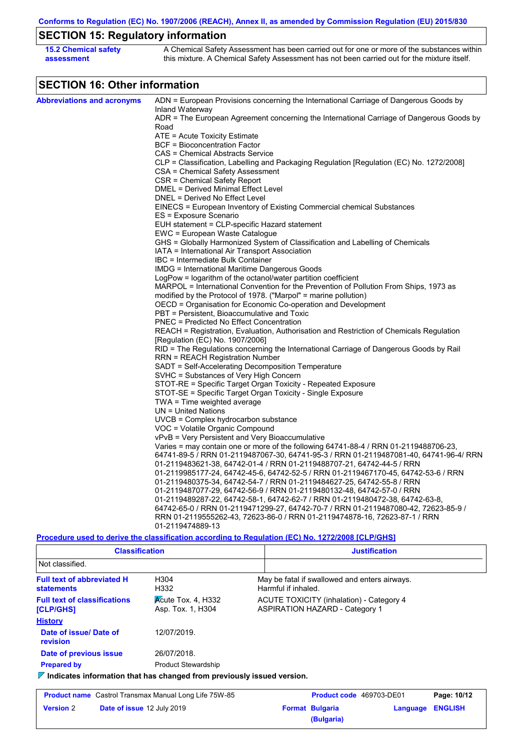Conforms to Regulation (EC) No. 1907/2006 (REACH), Annex II, as amended by Commission Regulation (EU) 2015/830

## SECTION 15: Regulatory information

**15.2 Chemical safety assessment**: A Chemical Safety Assessment has been carried out for one or more of the substances within this mixture. A Chemical Safety Assessment has not been carried out for the mixture itself.

## SECTION 16: Other information

**Abbreviations and acronyms**

ADN = European Provisions concerning the International Carriage of Dangerous Goods by Inland Waterway
ADR = The European Agreement concerning the International Carriage of Dangerous Goods by Road
ATE = Acute Toxicity Estimate
BCF = Bioconcentration Factor
CAS = Chemical Abstracts Service
CLP = Classification, Labelling and Packaging Regulation [Regulation (EC) No. 1272/2008]
CSA = Chemical Safety Assessment
CSR = Chemical Safety Report
DMEL = Derived Minimal Effect Level
DNEL = Derived No Effect Level
EINECS = European Inventory of Existing Commercial chemical Substances
ES = Exposure Scenario
EUH statement = CLP-specific Hazard statement
EWC = European Waste Catalogue
GHS = Globally Harmonized System of Classification and Labelling of Chemicals
IATA = International Air Transport Association
IBC = Intermediate Bulk Container
IMDG = International Maritime Dangerous Goods
LogPow = logarithm of the octanol/water partition coefficient
MARPOL = International Convention for the Prevention of Pollution From Ships, 1973 as modified by the Protocol of 1978. ("Marpol" = marine pollution)
OECD = Organisation for Economic Co-operation and Development
PBT = Persistent, Bioaccumulative and Toxic
PNEC = Predicted No Effect Concentration
REACH = Registration, Evaluation, Authorisation and Restriction of Chemicals Regulation [Regulation (EC) No. 1907/2006]
RID = The Regulations concerning the International Carriage of Dangerous Goods by Rail
RRN = REACH Registration Number
SADT = Self-Accelerating Decomposition Temperature
SVHC = Substances of Very High Concern
STOT-RE = Specific Target Organ Toxicity - Repeated Exposure
STOT-SE = Specific Target Organ Toxicity - Single Exposure
TWA = Time weighted average
UN = United Nations
UVCB = Complex hydrocarbon substance
VOC = Volatile Organic Compound
vPvB = Very Persistent and Very Bioaccumulative
Varies = may contain one or more of the following 64741-88-4 / RRN 01-2119488706-23, 64741-89-5 / RRN 01-2119487067-30, 64741-95-3 / RRN 01-2119487081-40, 64741-96-4/ RRN 01-2119483621-38, 64742-01-4 / RRN 01-2119488707-21, 64742-44-5 / RRN 01-2119985177-24, 64742-45-6, 64742-52-5 / RRN 01-2119467170-45, 64742-53-6 / RRN 01-2119480375-34, 64742-54-7 / RRN 01-2119484627-25, 64742-55-8 / RRN 01-2119487077-29, 64742-56-9 / RRN 01-2119480132-48, 64742-57-0 / RRN 01-2119489287-22, 64742-58-1, 64742-62-7 / RRN 01-2119480472-38, 64742-63-8, 64742-65-0 / RRN 01-2119471299-27, 64742-70-7 / RRN 01-2119487080-42, 72623-85-9 / RRN 01-2119555262-43, 72623-86-0 / RRN 01-2119474878-16, 72623-87-1 / RRN 01-2119474889-13

**Procedure used to derive the classification according to Regulation (EC) No. 1272/2008 [CLP/GHS]**

| Classification | Justification |
|---|---|
| Not classified. | |

**Full text of abbreviated H statements**

| | |
|---|---|
| H304 | May be fatal if swallowed and enters airways. |
| H332 | Harmful if inhaled. |

**Full text of classifications [CLP/GHS]**

| | |
|---|---|
| Acute Tox. 4, H332 | ACUTE TOXICITY (inhalation) - Category 4 |
| Asp. Tox. 1, H304 | ASPIRATION HAZARD - Category 1 |

**History**

**Date of issue/ Date of revision**: 12/07/2019.

**Date of previous issue**: 26/07/2018.

**Prepared by**: Product Stewardship

**Indicates information that has changed from previously issued version.**

| | | | |
|---|---|---|---|
| **Product name** Castrol Transmax Manual Long Life 75W-85 | | **Product code** 469703-DE01 | |
| **Version** 2 | **Date of issue** 12 July 2019 | **Format** Bulgaria (Bulgaria) | **Language** ENGLISH |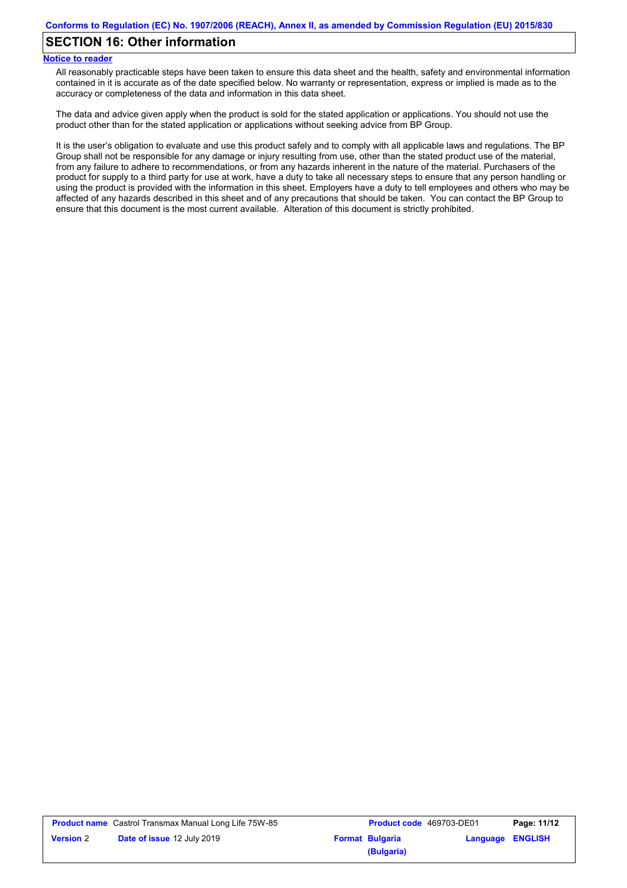## SECTION 16: Other information

**Notice to reader**

All reasonably practicable steps have been taken to ensure this data sheet and the health, safety and environmental information contained in it is accurate as of the date specified below. No warranty or representation, express or implied is made as to the accuracy or completeness of the data and information in this data sheet.

The data and advice given apply when the product is sold for the stated application or applications. You should not use the product other than for the stated application or applications without seeking advice from BP Group.

It is the user's obligation to evaluate and use this product safely and to comply with all applicable laws and regulations. The BP Group shall not be responsible for any damage or injury resulting from use, other than the stated product use of the material, from any failure to adhere to recommendations, or from any hazards inherent in the nature of the material. Purchasers of the product for supply to a third party for use at work, have a duty to take all necessary steps to ensure that any person handling or using the product is provided with the information in this sheet. Employers have a duty to tell employees and others who may be affected of any hazards described in this sheet and of any precautions that should be taken. You can contact the BP Group to ensure that this document is the most current available. Alteration of this document is strictly prohibited.